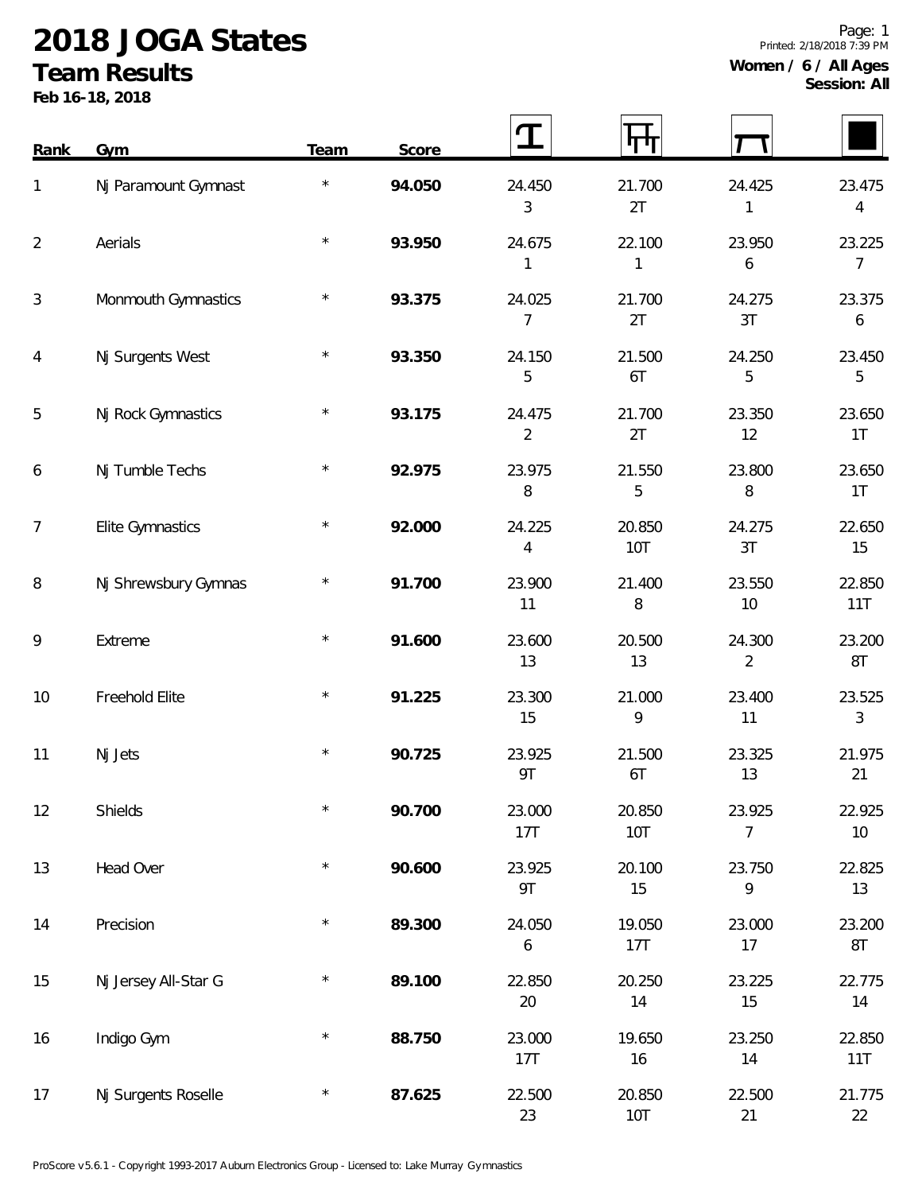# 2018 JOGA States

## Team Results

**Feb 16-18, 2018**

Page: 1
Printed: 2/18/2018 7:39 PM

**Women / 6 / All Ages**
**Session: All**

| Rank | Gym | Team | Score | Vault | Bars | Beam | Floor |
|---|---|---|---|---|---|---|---|
| 1 | Nj Paramount Gymnast | * | **94.050** | 24.450<br>3 | 21.700<br>2T | 24.425<br>1 | 23.475<br>4 |
| 2 | Aerials | * | **93.950** | 24.675<br>1 | 22.100<br>1 | 23.950<br>6 | 23.225<br>7 |
| 3 | Monmouth Gymnastics | * | **93.375** | 24.025<br>7 | 21.700<br>2T | 24.275<br>3T | 23.375<br>6 |
| 4 | Nj Surgents West | * | **93.350** | 24.150<br>5 | 21.500<br>6T | 24.250<br>5 | 23.450<br>5 |
| 5 | Nj Rock Gymnastics | * | **93.175** | 24.475<br>2 | 21.700<br>2T | 23.350<br>12 | 23.650<br>1T |
| 6 | Nj Tumble Techs | * | **92.975** | 23.975<br>8 | 21.550<br>5 | 23.800<br>8 | 23.650<br>1T |
| 7 | Elite Gymnastics | * | **92.000** | 24.225<br>4 | 20.850<br>10T | 24.275<br>3T | 22.650<br>15 |
| 8 | Nj Shrewsbury Gymnas | * | **91.700** | 23.900<br>11 | 21.400<br>8 | 23.550<br>10 | 22.850<br>11T |
| 9 | Extreme | * | **91.600** | 23.600<br>13 | 20.500<br>13 | 24.300<br>2 | 23.200<br>8T |
| 10 | Freehold Elite | * | **91.225** | 23.300<br>15 | 21.000<br>9 | 23.400<br>11 | 23.525<br>3 |
| 11 | Nj Jets | * | **90.725** | 23.925<br>9T | 21.500<br>6T | 23.325<br>13 | 21.975<br>21 |
| 12 | Shields | * | **90.700** | 23.000<br>17T | 20.850<br>10T | 23.925<br>7 | 22.925<br>10 |
| 13 | Head Over | * | **90.600** | 23.925<br>9T | 20.100<br>15 | 23.750<br>9 | 22.825<br>13 |
| 14 | Precision | * | **89.300** | 24.050<br>6 | 19.050<br>17T | 23.000<br>17 | 23.200<br>8T |
| 15 | Nj Jersey All-Star G | * | **89.100** | 22.850<br>20 | 20.250<br>14 | 23.225<br>15 | 22.775<br>14 |
| 16 | Indigo Gym | * | **88.750** | 23.000<br>17T | 19.650<br>16 | 23.250<br>14 | 22.850<br>11T |
| 17 | Nj Surgents Roselle | * | **87.625** | 22.500<br>23 | 20.850<br>10T | 22.500<br>21 | 21.775<br>22 |

ProScore v5.6.1 - Copyright 1993-2017 Auburn Electronics Group - Licensed to: Lake Murray Gymnastics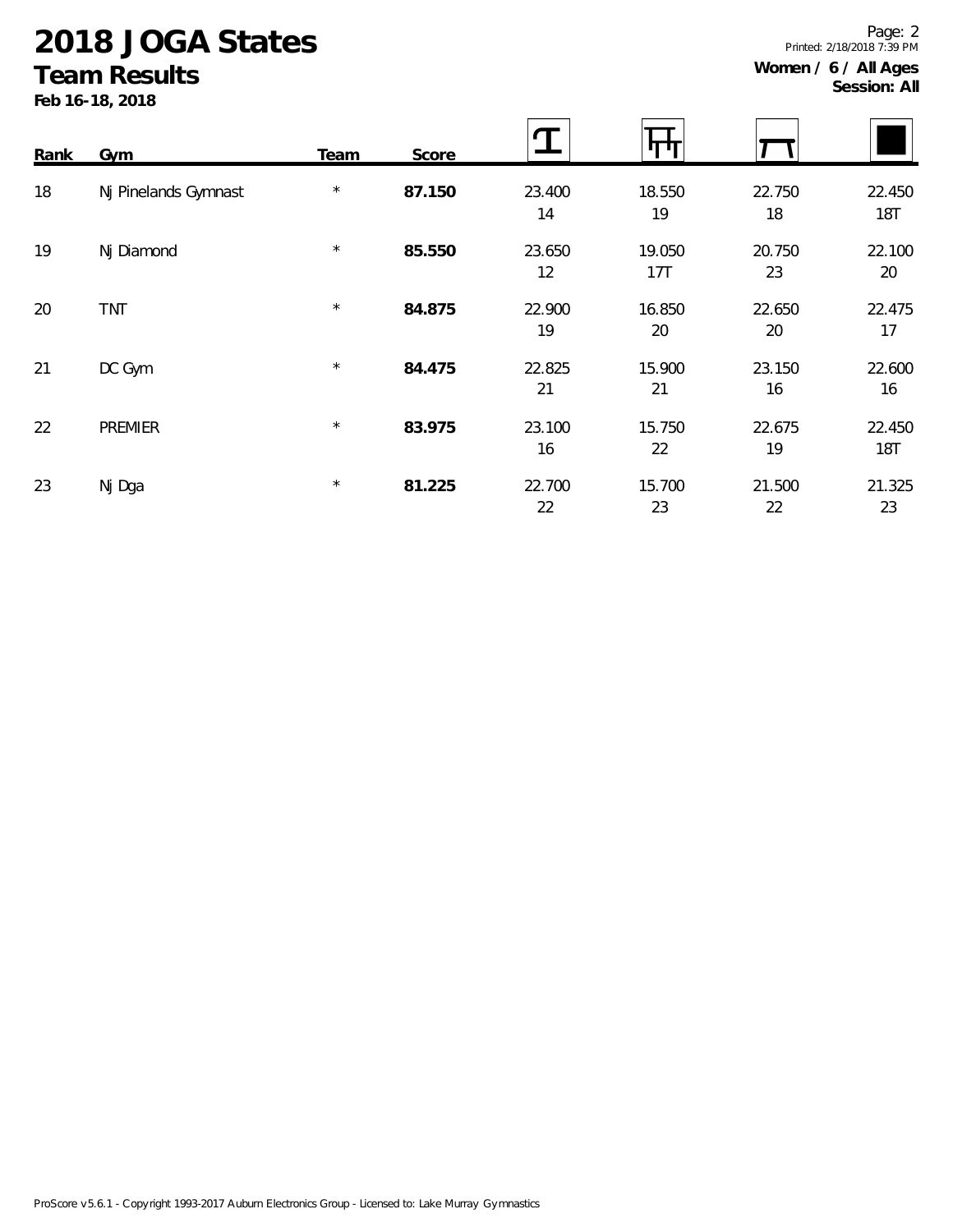# 2018 JOGA States

## Team Results

**Feb 16-18, 2018**

**Women / 6 / All Ages**
**Session: All**

| Rank | Gym | Team | Score | Vault | Bars | Beam | Floor |
|---|---|---|---|---|---|---|---|
| 18 | Nj Pinelands Gymnast | * | **87.150** | 23.400<br>14 | 18.550<br>19 | 22.750<br>18 | 22.450<br>18T |
| 19 | Nj Diamond | * | **85.550** | 23.650<br>12 | 19.050<br>17T | 20.750<br>23 | 22.100<br>20 |
| 20 | TNT | * | **84.875** | 22.900<br>19 | 16.850<br>20 | 22.650<br>20 | 22.475<br>17 |
| 21 | DC Gym | * | **84.475** | 22.825<br>21 | 15.900<br>21 | 23.150<br>16 | 22.600<br>16 |
| 22 | PREMIER | * | **83.975** | 23.100<br>16 | 15.750<br>22 | 22.675<br>19 | 22.450<br>18T |
| 23 | Nj Dga | * | **81.225** | 22.700<br>22 | 15.700<br>23 | 21.500<br>22 | 21.325<br>23 |

ProScore v5.6.1 - Copyright 1993-2017 Auburn Electronics Group - Licensed to: Lake Murray Gymnastics